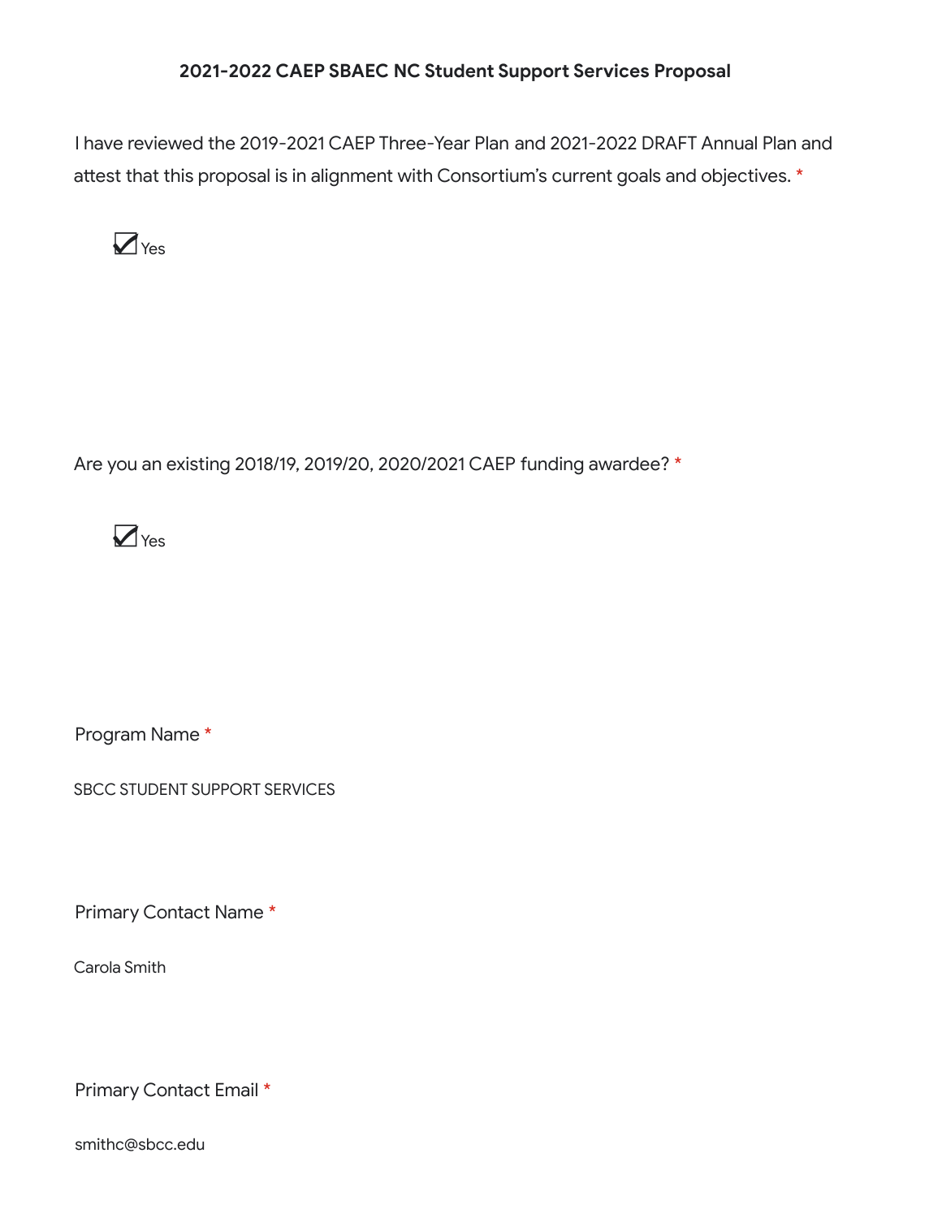# 2021-2022 CAEP SBAEC NC Student Support Services Proposal

I have reviewed the 2019-2021 CAEP Three-Year Plan and 2021-2022 DRAFT Annual Plan and attest that this proposal is in alignment with Consortium's current goals and objectives. *

- [x] Yes

Are you an existing 2018/19, 2019/20, 2020/2021 CAEP funding awardee? *

- [x] Yes

Program Name *

SBCC STUDENT SUPPORT SERVICES

Primary Contact Name *

Carola Smith

Primary Contact Email *

smithc@sbcc.edu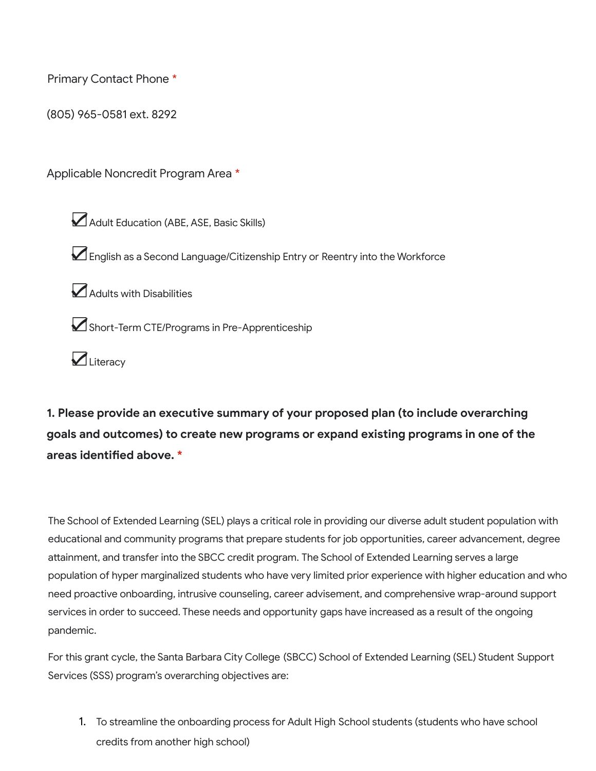Primary Contact Phone *

(805) 965-0581 ext. 8292

Applicable Noncredit Program Area *

- [x] Adult Education (ABE, ASE, Basic Skills)
- [x] English as a Second Language/Citizenship Entry or Reentry into the Workforce
- [x] Adults with Disabilities
- [x] Short-Term CTE/Programs in Pre-Apprenticeship
- [x] Literacy

**1. Please provide an executive summary of your proposed plan (to include overarching goals and outcomes) to create new programs or expand existing programs in one of the areas identified above. ***

The School of Extended Learning (SEL) plays a critical role in providing our diverse adult student population with educational and community programs that prepare students for job opportunities, career advancement, degree attainment, and transfer into the SBCC credit program. The School of Extended Learning serves a large population of hyper marginalized students who have very limited prior experience with higher education and who need proactive onboarding, intrusive counseling, career advisement, and comprehensive wrap-around support services in order to succeed. These needs and opportunity gaps have increased as a result of the ongoing pandemic.

For this grant cycle, the Santa Barbara City College (SBCC) School of Extended Learning (SEL) Student Support Services (SSS) program's overarching objectives are:

1. To streamline the onboarding process for Adult High School students (students who have school credits from another high school)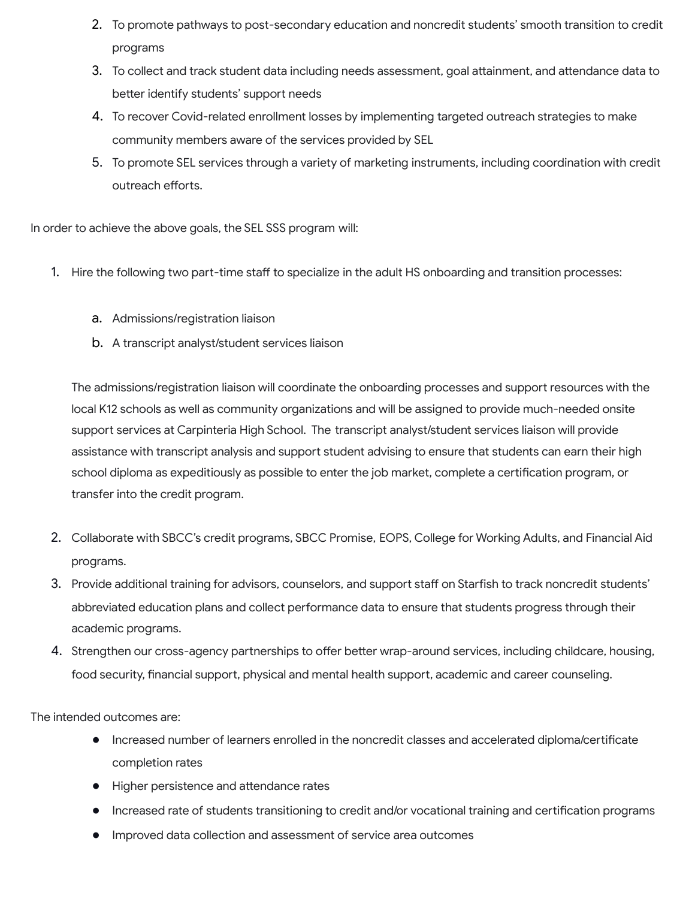2. To promote pathways to post-secondary education and noncredit students' smooth transition to credit programs
3. To collect and track student data including needs assessment, goal attainment, and attendance data to better identify students' support needs
4. To recover Covid-related enrollment losses by implementing targeted outreach strategies to make community members aware of the services provided by SEL
5. To promote SEL services through a variety of marketing instruments, including coordination with credit outreach efforts.

In order to achieve the above goals, the SEL SSS program will:

1. Hire the following two part-time staff to specialize in the adult HS onboarding and transition processes:

    a. Admissions/registration liaison
    b. A transcript analyst/student services liaison

    The admissions/registration liaison will coordinate the onboarding processes and support resources with the local K12 schools as well as community organizations and will be assigned to provide much-needed onsite support services at Carpinteria High School. The transcript analyst/student services liaison will provide assistance with transcript analysis and support student advising to ensure that students can earn their high school diploma as expeditiously as possible to enter the job market, complete a certification program, or transfer into the credit program.

2. Collaborate with SBCC's credit programs, SBCC Promise, EOPS, College for Working Adults, and Financial Aid programs.
3. Provide additional training for advisors, counselors, and support staff on Starfish to track noncredit students' abbreviated education plans and collect performance data to ensure that students progress through their academic programs.
4. Strengthen our cross-agency partnerships to offer better wrap-around services, including childcare, housing, food security, financial support, physical and mental health support, academic and career counseling.

The intended outcomes are:

- Increased number of learners enrolled in the noncredit classes and accelerated diploma/certificate completion rates
- Higher persistence and attendance rates
- Increased rate of students transitioning to credit and/or vocational training and certification programs
- Improved data collection and assessment of service area outcomes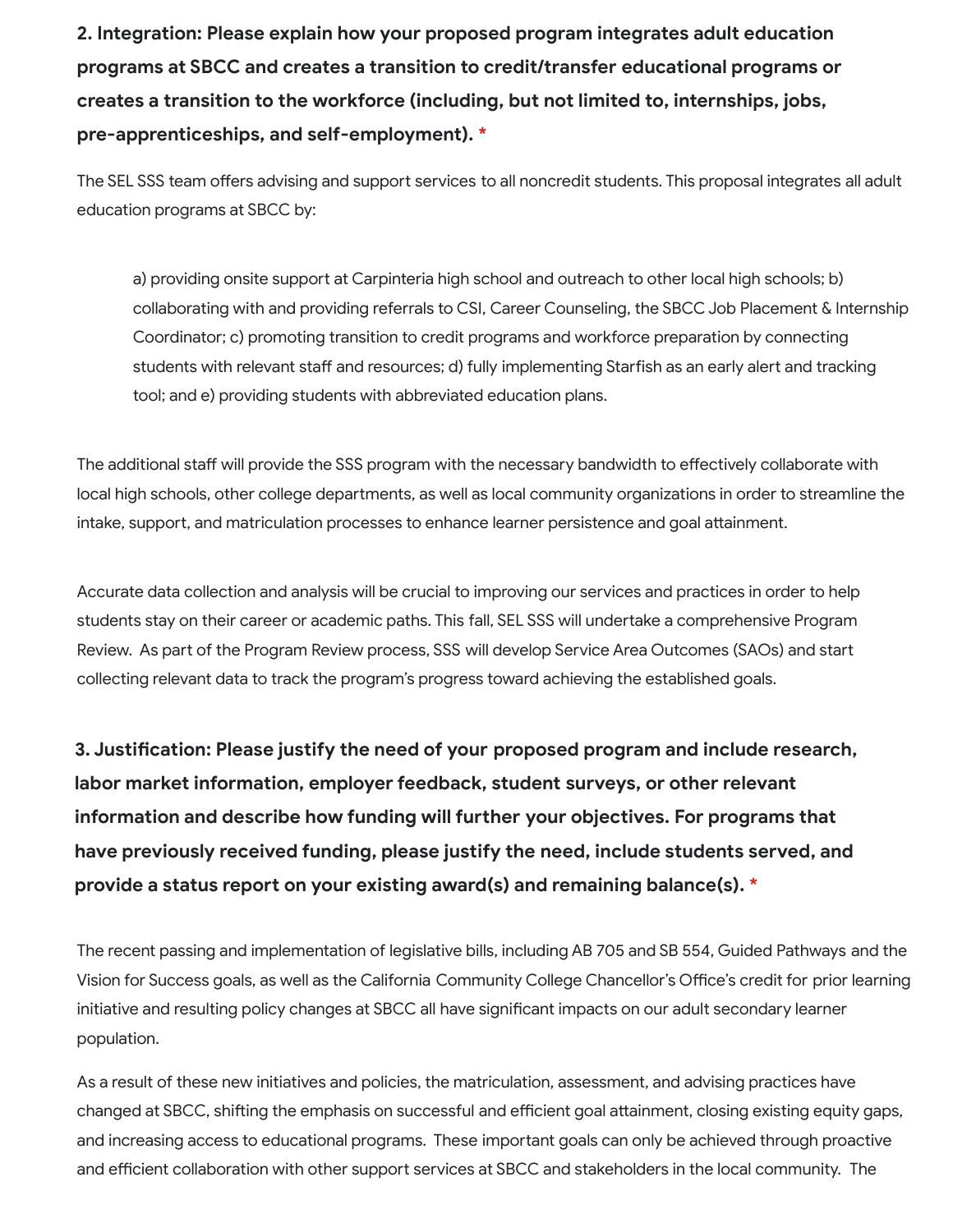**2. Integration: Please explain how your proposed program integrates adult education programs at SBCC and creates a transition to credit/transfer educational programs or creates a transition to the workforce (including, but not limited to, internships, jobs, pre-apprenticeships, and self-employment). ***

The SEL SSS team offers advising and support services to all noncredit students. This proposal integrates all adult education programs at SBCC by:

> a) providing onsite support at Carpinteria high school and outreach to other local high schools; b) collaborating with and providing referrals to CSI, Career Counseling, the SBCC Job Placement & Internship Coordinator; c) promoting transition to credit programs and workforce preparation by connecting students with relevant staff and resources; d) fully implementing Starfish as an early alert and tracking tool; and e) providing students with abbreviated education plans.

The additional staff will provide the SSS program with the necessary bandwidth to effectively collaborate with local high schools, other college departments, as well as local community organizations in order to streamline the intake, support, and matriculation processes to enhance learner persistence and goal attainment.

Accurate data collection and analysis will be crucial to improving our services and practices in order to help students stay on their career or academic paths. This fall, SEL SSS will undertake a comprehensive Program Review. As part of the Program Review process, SSS will develop Service Area Outcomes (SAOs) and start collecting relevant data to track the program's progress toward achieving the established goals.

**3. Justification: Please justify the need of your proposed program and include research, labor market information, employer feedback, student surveys, or other relevant information and describe how funding will further your objectives. For programs that have previously received funding, please justify the need, include students served, and provide a status report on your existing award(s) and remaining balance(s). ***

The recent passing and implementation of legislative bills, including AB 705 and SB 554, Guided Pathways and the Vision for Success goals, as well as the California Community College Chancellor's Office's credit for prior learning initiative and resulting policy changes at SBCC all have significant impacts on our adult secondary learner population.

As a result of these new initiatives and policies, the matriculation, assessment, and advising practices have changed at SBCC, shifting the emphasis on successful and efficient goal attainment, closing existing equity gaps, and increasing access to educational programs. These important goals can only be achieved through proactive and efficient collaboration with other support services at SBCC and stakeholders in the local community. The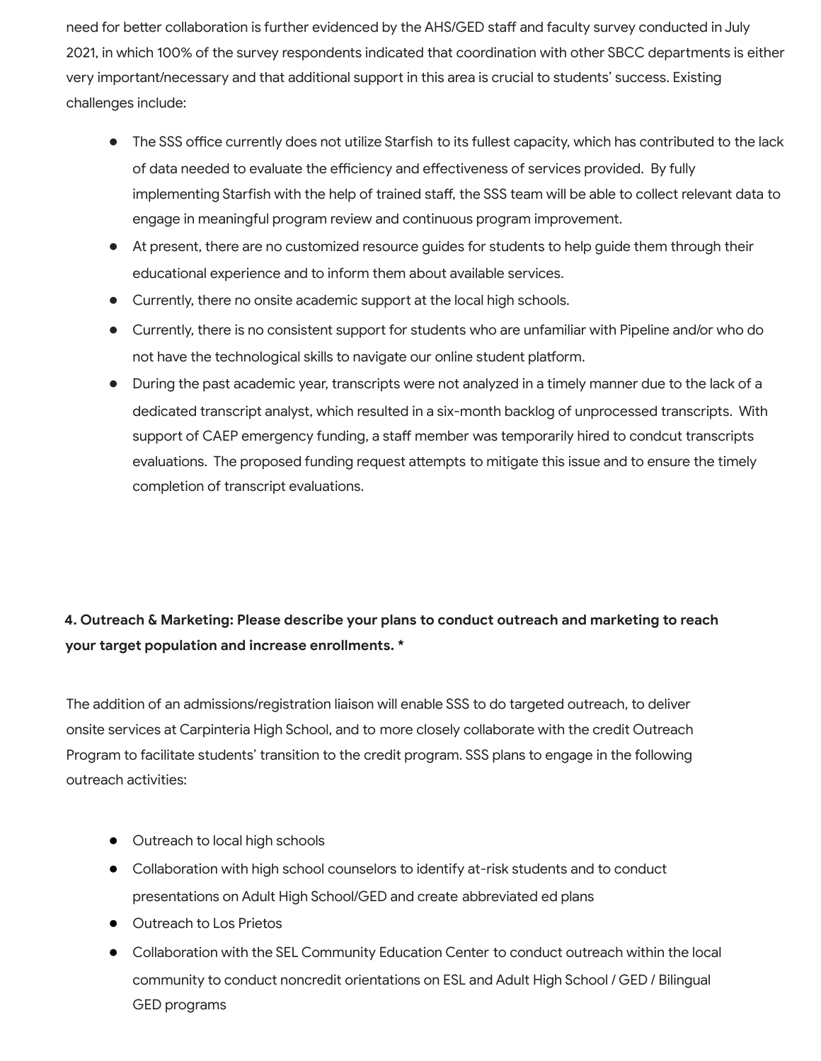need for better collaboration is further evidenced by the AHS/GED staff and faculty survey conducted in July 2021, in which 100% of the survey respondents indicated that coordination with other SBCC departments is either very important/necessary and that additional support in this area is crucial to students' success. Existing challenges include:

- The SSS office currently does not utilize Starfish to its fullest capacity, which has contributed to the lack of data needed to evaluate the efficiency and effectiveness of services provided. By fully implementing Starfish with the help of trained staff, the SSS team will be able to collect relevant data to engage in meaningful program review and continuous program improvement.
- At present, there are no customized resource guides for students to help guide them through their educational experience and to inform them about available services.
- Currently, there no onsite academic support at the local high schools.
- Currently, there is no consistent support for students who are unfamiliar with Pipeline and/or who do not have the technological skills to navigate our online student platform.
- During the past academic year, transcripts were not analyzed in a timely manner due to the lack of a dedicated transcript analyst, which resulted in a six-month backlog of unprocessed transcripts. With support of CAEP emergency funding, a staff member was temporarily hired to condcut transcripts evaluations. The proposed funding request attempts to mitigate this issue and to ensure the timely completion of transcript evaluations.

**4. Outreach & Marketing: Please describe your plans to conduct outreach and marketing to reach your target population and increase enrollments. ***

The addition of an admissions/registration liaison will enable SSS to do targeted outreach, to deliver onsite services at Carpinteria High School, and to more closely collaborate with the credit Outreach Program to facilitate students' transition to the credit program. SSS plans to engage in the following outreach activities:

- Outreach to local high schools
- Collaboration with high school counselors to identify at-risk students and to conduct presentations on Adult High School/GED and create abbreviated ed plans
- Outreach to Los Prietos
- Collaboration with the SEL Community Education Center to conduct outreach within the local community to conduct noncredit orientations on ESL and Adult High School / GED / Bilingual GED programs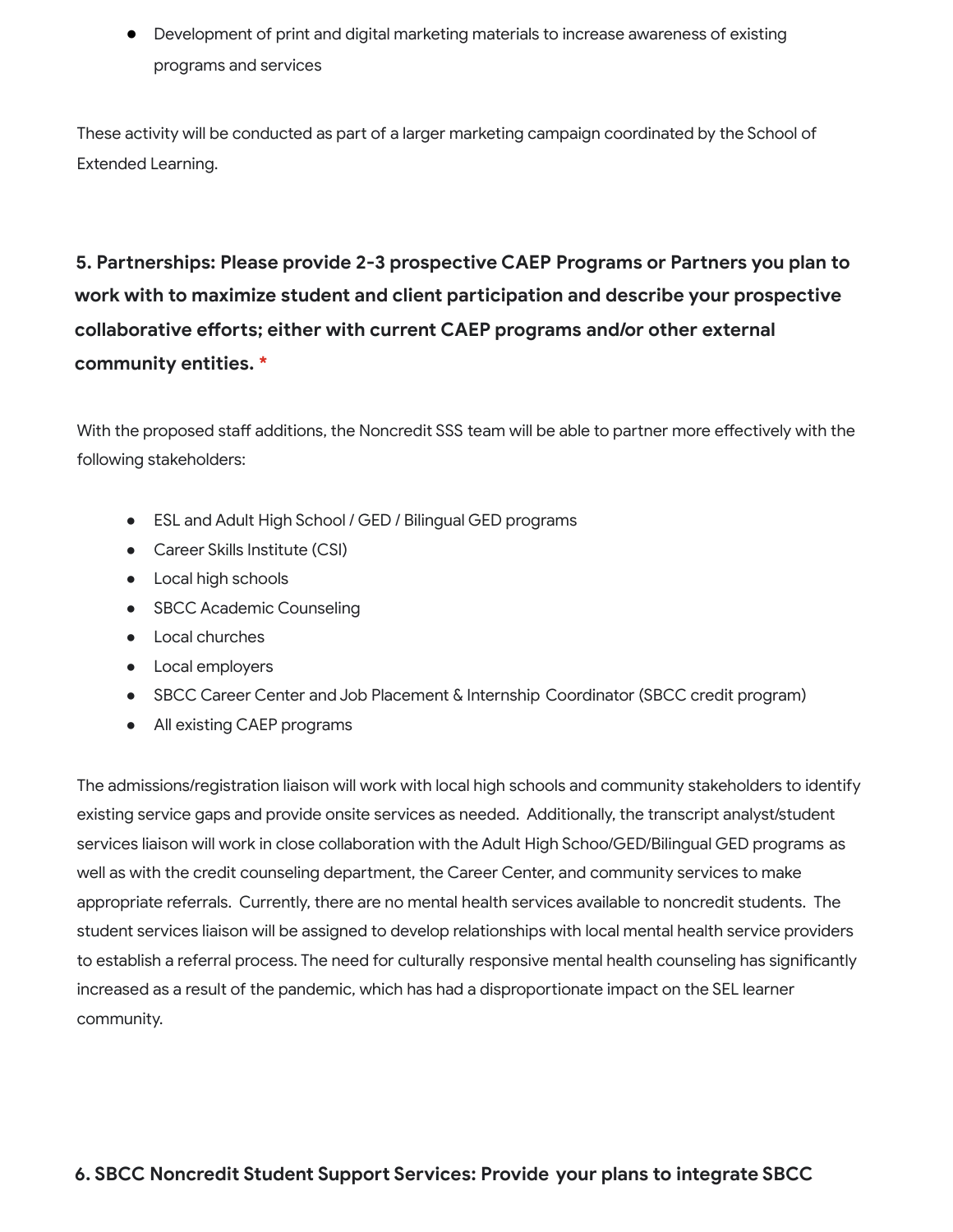- Development of print and digital marketing materials to increase awareness of existing programs and services

These activity will be conducted as part of a larger marketing campaign coordinated by the School of Extended Learning.

**5. Partnerships: Please provide 2-3 prospective CAEP Programs or Partners you plan to work with to maximize student and client participation and describe your prospective collaborative efforts; either with current CAEP programs and/or other external community entities. ***

With the proposed staff additions, the Noncredit SSS team will be able to partner more effectively with the following stakeholders:

- ESL and Adult High School / GED / Bilingual GED programs
- Career Skills Institute (CSI)
- Local high schools
- SBCC Academic Counseling
- Local churches
- Local employers
- SBCC Career Center and Job Placement & Internship Coordinator (SBCC credit program)
- All existing CAEP programs

The admissions/registration liaison will work with local high schools and community stakeholders to identify existing service gaps and provide onsite services as needed. Additionally, the transcript analyst/student services liaison will work in close collaboration with the Adult High Schoo/GED/Bilingual GED programs as well as with the credit counseling department, the Career Center, and community services to make appropriate referrals. Currently, there are no mental health services available to noncredit students. The student services liaison will be assigned to develop relationships with local mental health service providers to establish a referral process. The need for culturally responsive mental health counseling has significantly increased as a result of the pandemic, which has had a disproportionate impact on the SEL learner community.

**6. SBCC Noncredit Student Support Services: Provide your plans to integrate SBCC**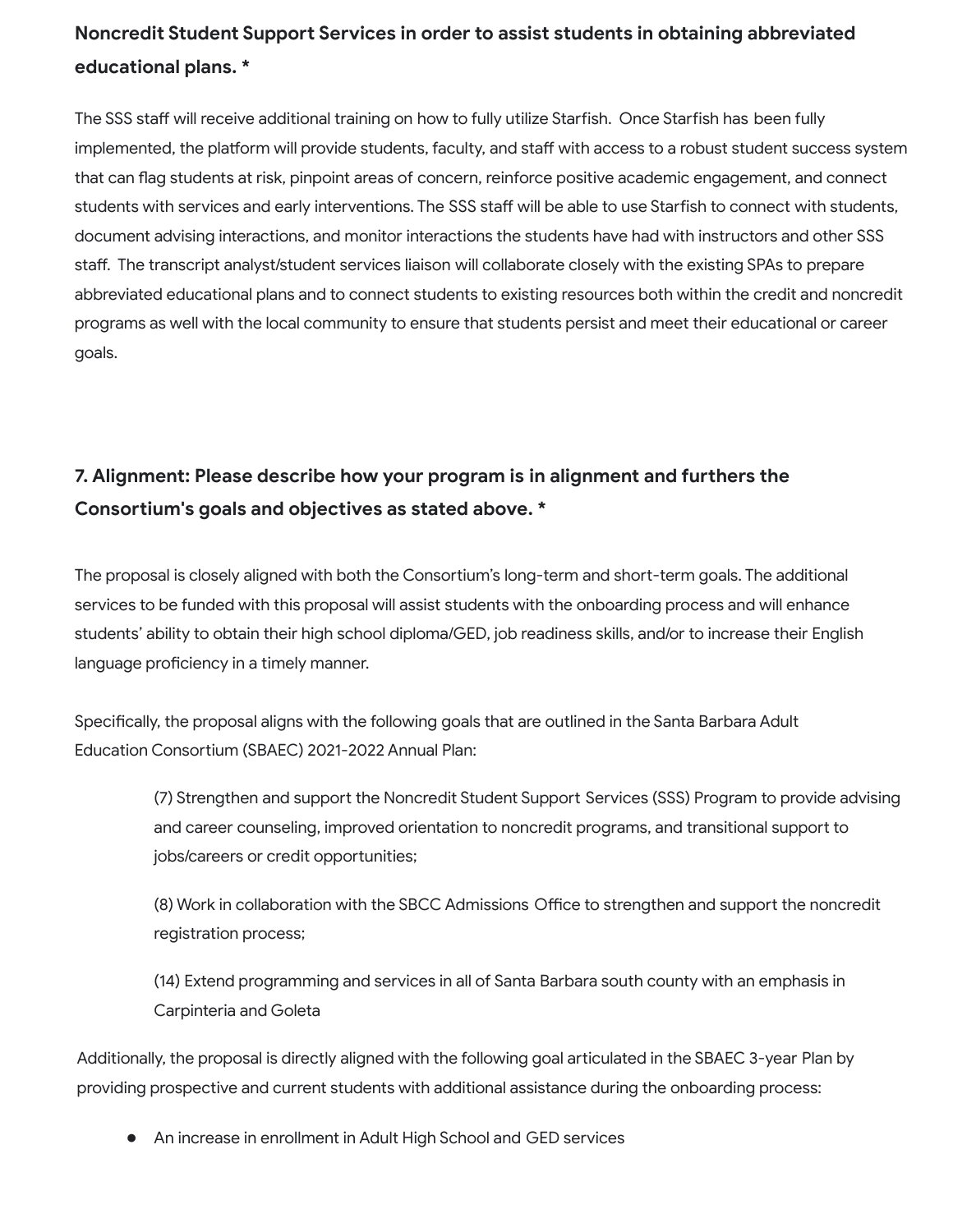**Noncredit Student Support Services in order to assist students in obtaining abbreviated educational plans. \***

The SSS staff will receive additional training on how to fully utilize Starfish. Once Starfish has been fully implemented, the platform will provide students, faculty, and staff with access to a robust student success system that can flag students at risk, pinpoint areas of concern, reinforce positive academic engagement, and connect students with services and early interventions. The SSS staff will be able to use Starfish to connect with students, document advising interactions, and monitor interactions the students have had with instructors and other SSS staff. The transcript analyst/student services liaison will collaborate closely with the existing SPAs to prepare abbreviated educational plans and to connect students to existing resources both within the credit and noncredit programs as well with the local community to ensure that students persist and meet their educational or career goals.

## 7. Alignment: Please describe how your program is in alignment and furthers the Consortium's goals and objectives as stated above. *

The proposal is closely aligned with both the Consortium's long-term and short-term goals. The additional services to be funded with this proposal will assist students with the onboarding process and will enhance students' ability to obtain their high school diploma/GED, job readiness skills, and/or to increase their English language proficiency in a timely manner.

Specifically, the proposal aligns with the following goals that are outlined in the Santa Barbara Adult Education Consortium (SBAEC) 2021-2022 Annual Plan:

> (7) Strengthen and support the Noncredit Student Support Services (SSS) Program to provide advising and career counseling, improved orientation to noncredit programs, and transitional support to jobs/careers or credit opportunities;
>
> (8) Work in collaboration with the SBCC Admissions Office to strengthen and support the noncredit registration process;
>
> (14) Extend programming and services in all of Santa Barbara south county with an emphasis in Carpinteria and Goleta

Additionally, the proposal is directly aligned with the following goal articulated in the SBAEC 3-year Plan by providing prospective and current students with additional assistance during the onboarding process:

- An increase in enrollment in Adult High School and GED services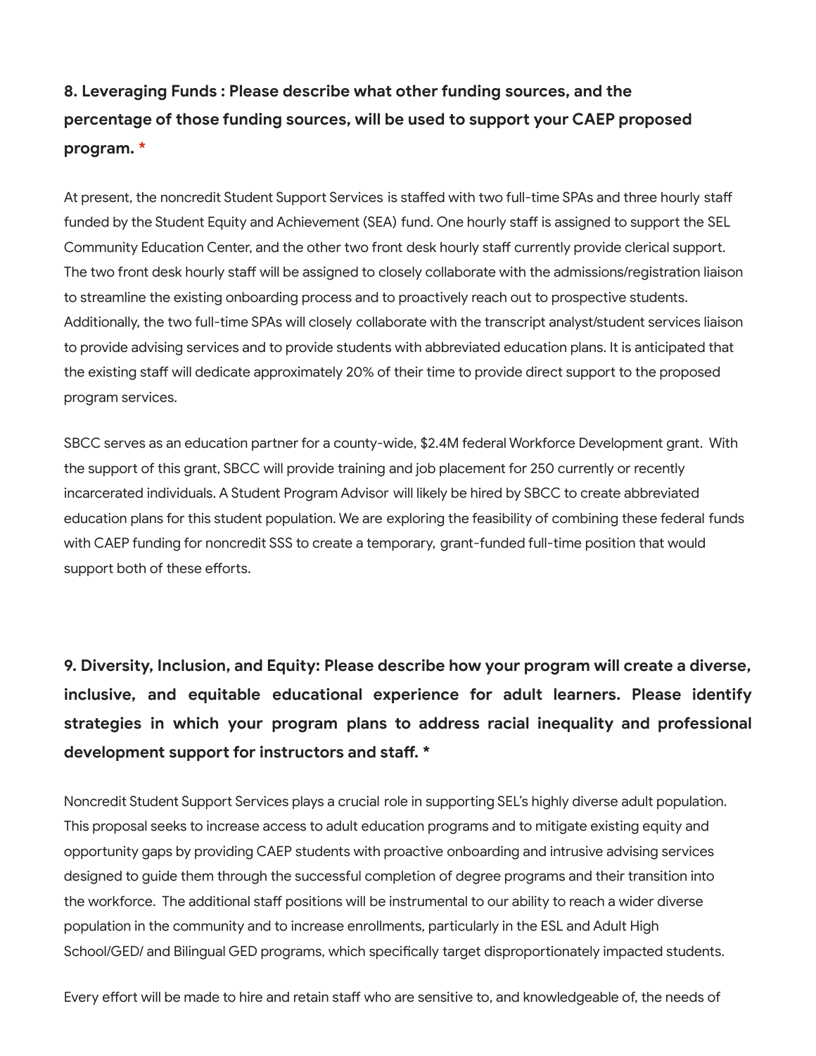### 8. Leveraging Funds : Please describe what other funding sources, and the percentage of those funding sources, will be used to support your CAEP proposed program. *

At present, the noncredit Student Support Services is staffed with two full-time SPAs and three hourly staff funded by the Student Equity and Achievement (SEA) fund. One hourly staff is assigned to support the SEL Community Education Center, and the other two front desk hourly staff currently provide clerical support. The two front desk hourly staff will be assigned to closely collaborate with the admissions/registration liaison to streamline the existing onboarding process and to proactively reach out to prospective students. Additionally, the two full-time SPAs will closely collaborate with the transcript analyst/student services liaison to provide advising services and to provide students with abbreviated education plans. It is anticipated that the existing staff will dedicate approximately 20% of their time to provide direct support to the proposed program services.

SBCC serves as an education partner for a county-wide, $2.4M federal Workforce Development grant. With the support of this grant, SBCC will provide training and job placement for 250 currently or recently incarcerated individuals. A Student Program Advisor will likely be hired by SBCC to create abbreviated education plans for this student population. We are exploring the feasibility of combining these federal funds with CAEP funding for noncredit SSS to create a temporary, grant-funded full-time position that would support both of these efforts.

### 9. Diversity, Inclusion, and Equity: Please describe how your program will create a diverse, inclusive, and equitable educational experience for adult learners. Please identify strategies in which your program plans to address racial inequality and professional development support for instructors and staff. *

Noncredit Student Support Services plays a crucial role in supporting SEL's highly diverse adult population. This proposal seeks to increase access to adult education programs and to mitigate existing equity and opportunity gaps by providing CAEP students with proactive onboarding and intrusive advising services designed to guide them through the successful completion of degree programs and their transition into the workforce. The additional staff positions will be instrumental to our ability to reach a wider diverse population in the community and to increase enrollments, particularly in the ESL and Adult High School/GED/ and Bilingual GED programs, which specifically target disproportionately impacted students.

Every effort will be made to hire and retain staff who are sensitive to, and knowledgeable of, the needs of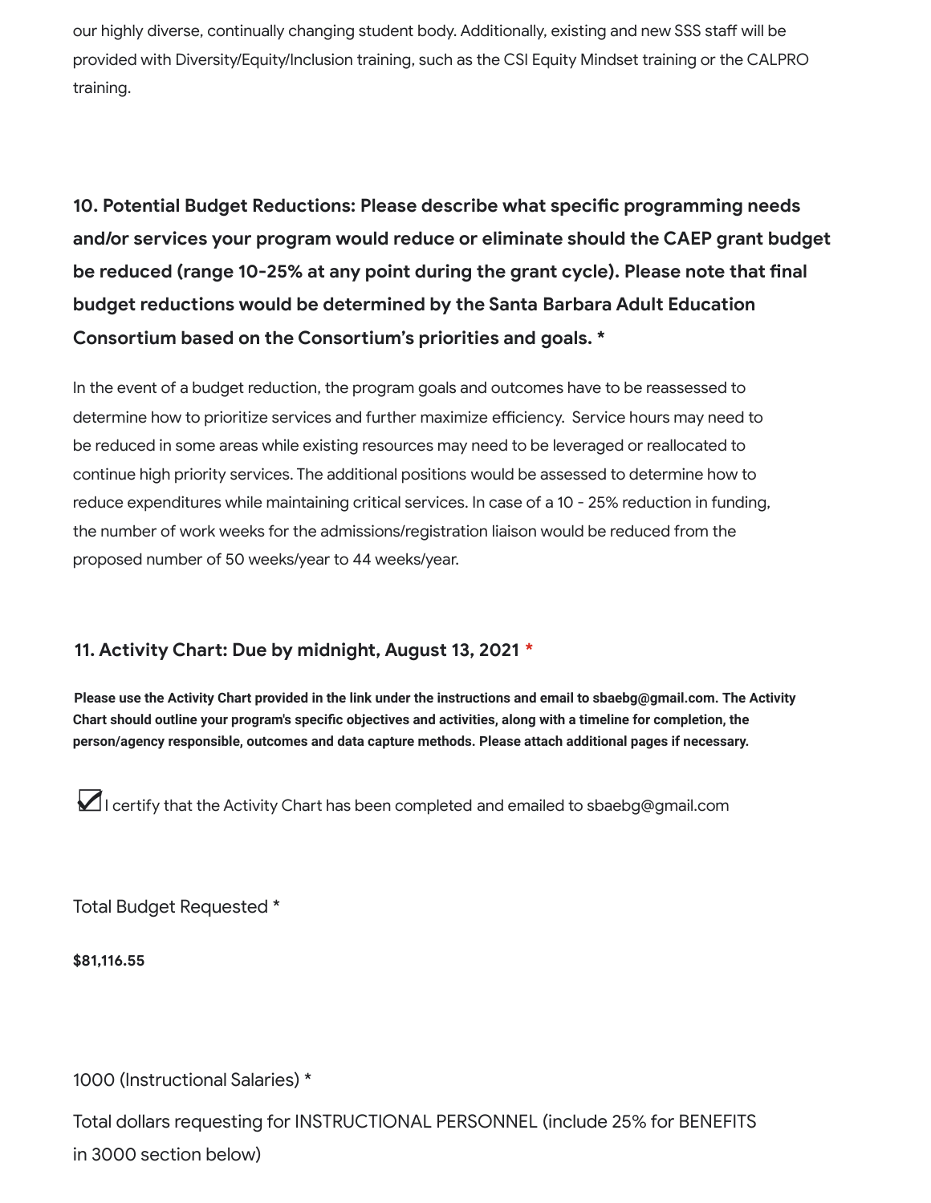our highly diverse, continually changing student body. Additionally, existing and new SSS staff will be provided with Diversity/Equity/Inclusion training, such as the CSI Equity Mindset training or the CALPRO training.

### 10. Potential Budget Reductions: Please describe what specific programming needs and/or services your program would reduce or eliminate should the CAEP grant budget be reduced (range 10-25% at any point during the grant cycle). Please note that final budget reductions would be determined by the Santa Barbara Adult Education Consortium based on the Consortium's priorities and goals. *

In the event of a budget reduction, the program goals and outcomes have to be reassessed to determine how to prioritize services and further maximize efficiency. Service hours may need to be reduced in some areas while existing resources may need to be leveraged or reallocated to continue high priority services. The additional positions would be assessed to determine how to reduce expenditures while maintaining critical services. In case of a 10 - 25% reduction in funding, the number of work weeks for the admissions/registration liaison would be reduced from the proposed number of 50 weeks/year to 44 weeks/year.

### 11. Activity Chart: Due by midnight, August 13, 2021 *

**Please use the Activity Chart provided in the link under the instructions and email to sbaebg@gmail.com. The Activity Chart should outline your program's specific objectives and activities, along with a timeline for completion, the person/agency responsible, outcomes and data capture methods. Please attach additional pages if necessary.**

☑ I certify that the Activity Chart has been completed and emailed to sbaebg@gmail.com

Total Budget Requested *

**$81,116.55**

1000 (Instructional Salaries) *

Total dollars requesting for INSTRUCTIONAL PERSONNEL (include 25% for BENEFITS in 3000 section below)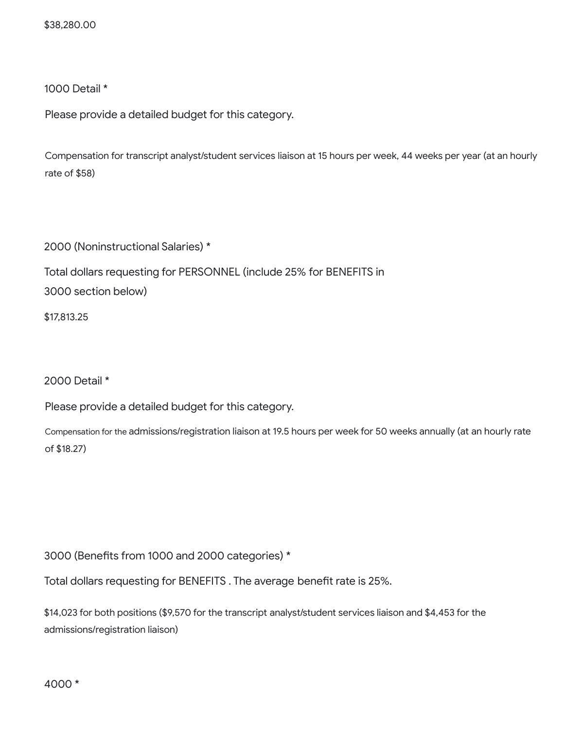$38,280.00

1000 Detail *

Please provide a detailed budget for this category.

Compensation for transcript analyst/student services liaison at 15 hours per week, 44 weeks per year (at an hourly rate of $58)

2000 (Noninstructional Salaries) *

Total dollars requesting for PERSONNEL (include 25% for BENEFITS in 3000 section below)

$17,813.25

2000 Detail *

Please provide a detailed budget for this category.

Compensation for the admissions/registration liaison at 19.5 hours per week for 50 weeks annually (at an hourly rate of $18.27)

3000 (Benefits from 1000 and 2000 categories) *

Total dollars requesting for BENEFITS . The average benefit rate is 25%.

$14,023 for both positions ($9,570 for the transcript analyst/student services liaison and $4,453 for the admissions/registration liaison)

4000 *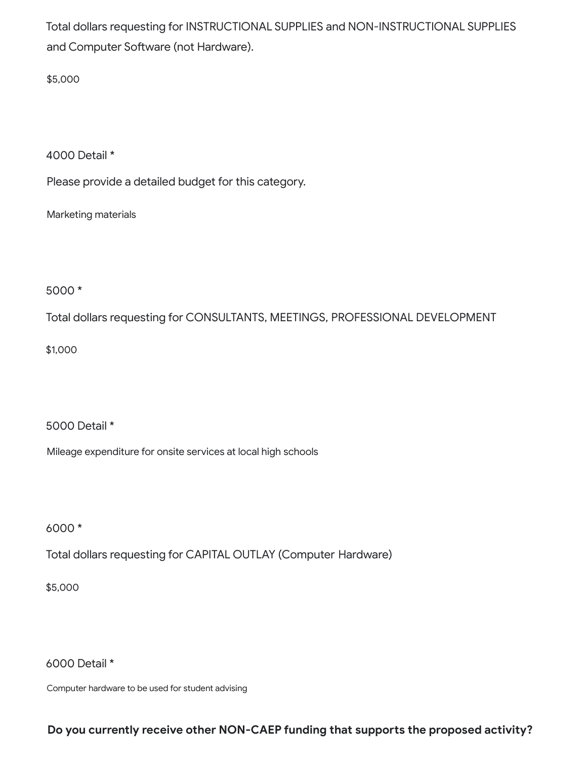Total dollars requesting for INSTRUCTIONAL SUPPLIES and NON-INSTRUCTIONAL SUPPLIES and Computer Software (not Hardware).

$5,000

4000 Detail *

Please provide a detailed budget for this category.

Marketing materials

5000 *

Total dollars requesting for CONSULTANTS, MEETINGS, PROFESSIONAL DEVELOPMENT

$1,000

5000 Detail *

Mileage expenditure for onsite services at local high schools

6000 *

Total dollars requesting for CAPITAL OUTLAY (Computer Hardware)

$5,000

6000 Detail *

Computer hardware to be used for student advising

**Do you currently receive other NON-CAEP funding that supports the proposed activity?**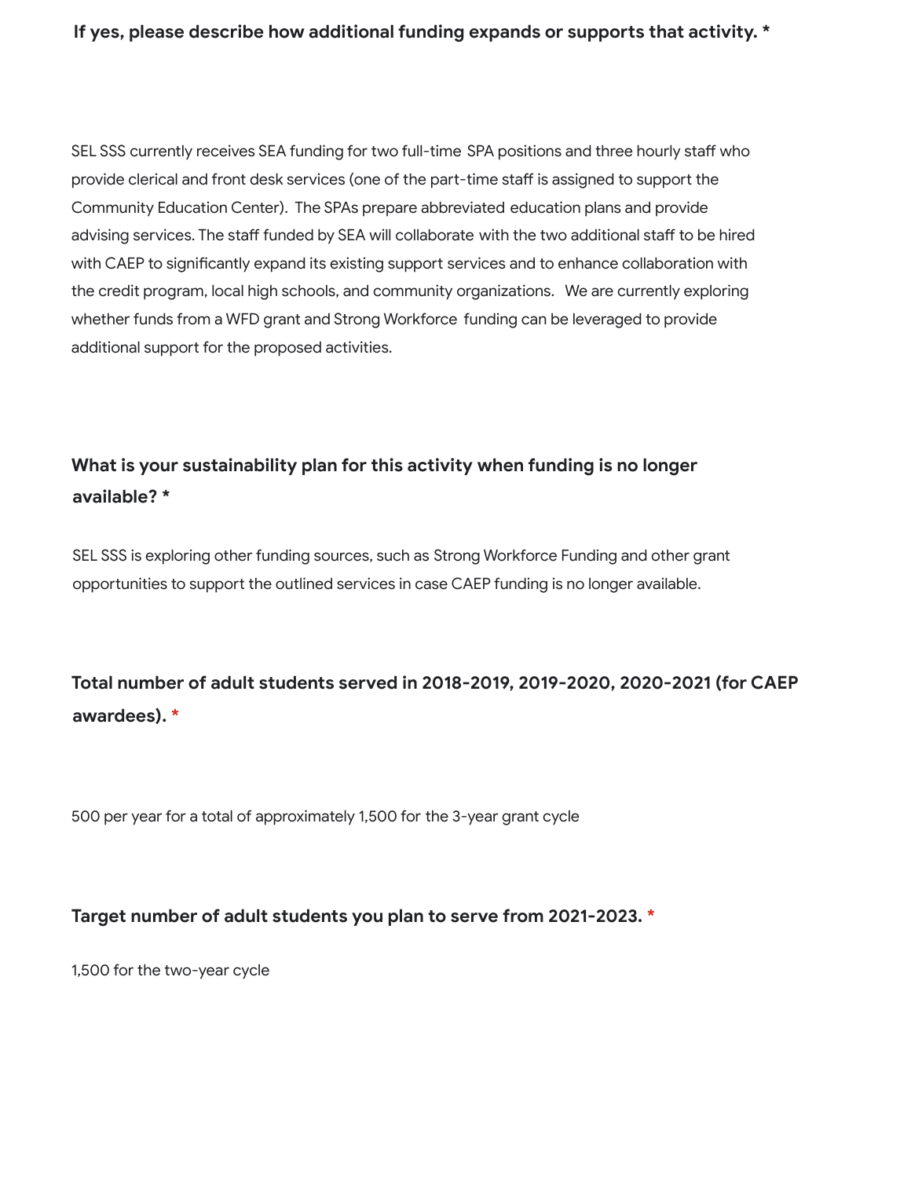**If yes, please describe how additional funding expands or supports that activity. ***

SEL SSS currently receives SEA funding for two full-time SPA positions and three hourly staff who provide clerical and front desk services (one of the part-time staff is assigned to support the Community Education Center). The SPAs prepare abbreviated education plans and provide advising services. The staff funded by SEA will collaborate with the two additional staff to be hired with CAEP to significantly expand its existing support services and to enhance collaboration with the credit program, local high schools, and community organizations. We are currently exploring whether funds from a WFD grant and Strong Workforce funding can be leveraged to provide additional support for the proposed activities.

**What is your sustainability plan for this activity when funding is no longer available? ***

SEL SSS is exploring other funding sources, such as Strong Workforce Funding and other grant opportunities to support the outlined services in case CAEP funding is no longer available.

**Total number of adult students served in 2018-2019, 2019-2020, 2020-2021 (for CAEP awardees). ***

500 per year for a total of approximately 1,500 for the 3-year grant cycle

**Target number of adult students you plan to serve from 2021-2023. ***

1,500 for the two-year cycle